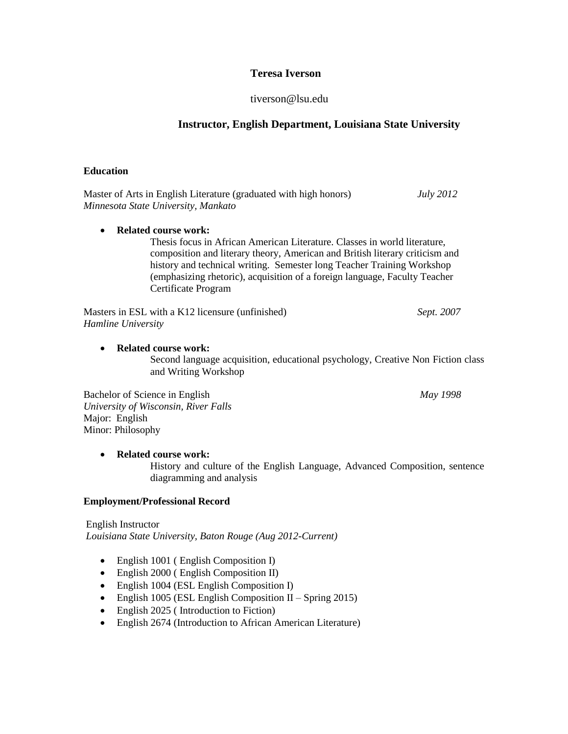# Teresa Iverson

tiverson@lsu.edu

## Instructor, English Department, Louisiana State University

### Education

Master of Arts in English Literature (graduated with high honors) *July 2012*
*Minnesota State University, Mankato*

- **Related course work:**
  Thesis focus in African American Literature. Classes in world literature, composition and literary theory, American and British literary criticism and history and technical writing. Semester long Teacher Training Workshop (emphasizing rhetoric), acquisition of a foreign language, Faculty Teacher Certificate Program

Masters in ESL with a K12 licensure (unfinished) *Sept. 2007*
*Hamline University*

- **Related course work:**
  Second language acquisition, educational psychology, Creative Non Fiction class and Writing Workshop

Bachelor of Science in English *May 1998*
*University of Wisconsin, River Falls*
Major: English
Minor: Philosophy

- **Related course work:**
  History and culture of the English Language, Advanced Composition, sentence diagramming and analysis

### Employment/Professional Record

English Instructor
*Louisiana State University, Baton Rouge (Aug 2012-Current)*

- English 1001 ( English Composition I)
- English 2000 ( English Composition II)
- English 1004 (ESL English Composition I)
- English 1005 (ESL English Composition II – Spring 2015)
- English 2025 ( Introduction to Fiction)
- English 2674 (Introduction to African American Literature)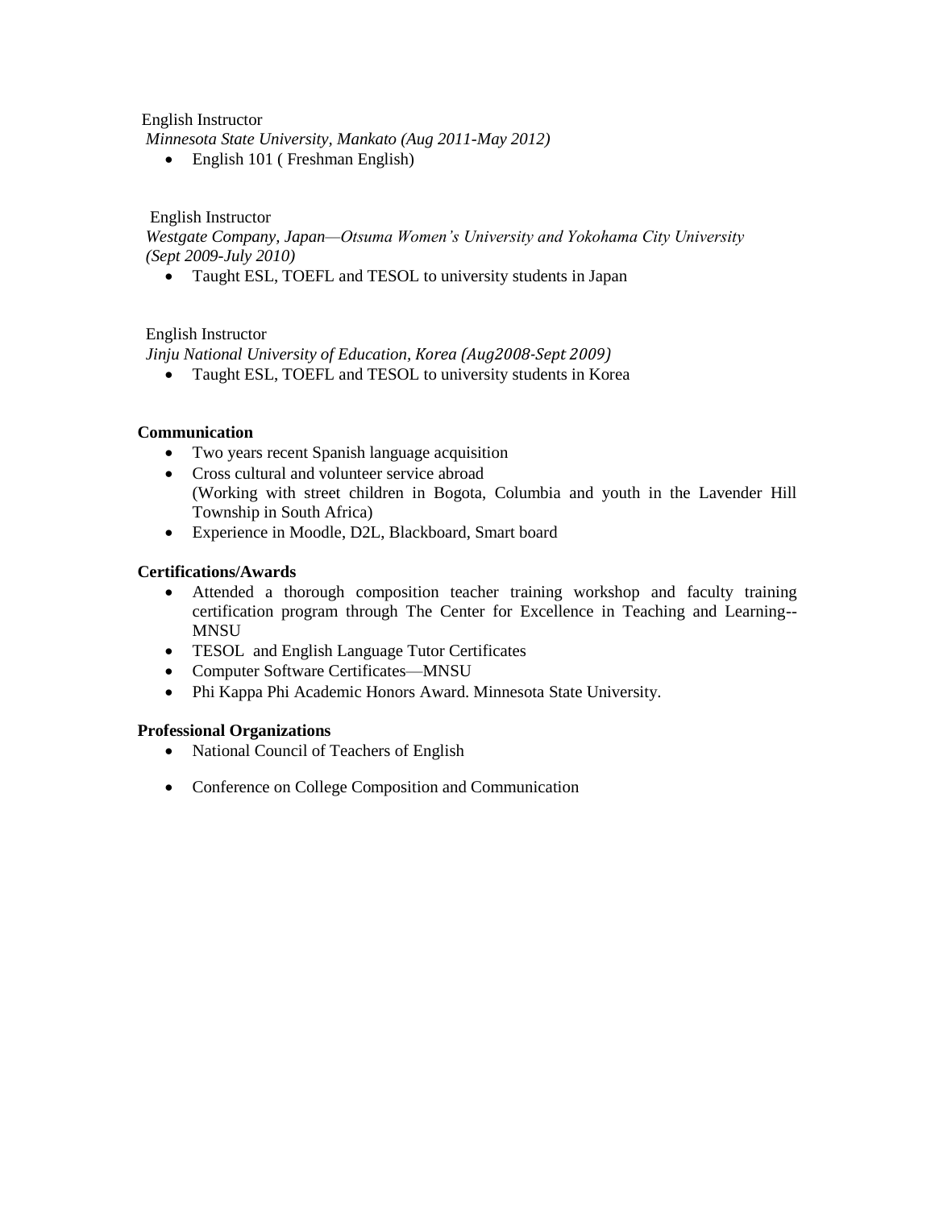English Instructor

*Minnesota State University, Mankato (Aug 2011-May 2012)*

- English 101 ( Freshman English)

English Instructor

*Westgate Company, Japan—Otsuma Women's University and Yokohama City University (Sept 2009-July 2010)*

- Taught ESL, TOEFL and TESOL to university students in Japan

English Instructor

*Jinju National University of Education, Korea (Aug2008-Sept 2009)*

- Taught ESL, TOEFL and TESOL to university students in Korea

**Communication**

- Two years recent Spanish language acquisition
- Cross cultural and volunteer service abroad
  (Working with street children in Bogota, Columbia and youth in the Lavender Hill Township in South Africa)
- Experience in Moodle, D2L, Blackboard, Smart board

**Certifications/Awards**

- Attended a thorough composition teacher training workshop and faculty training certification program through The Center for Excellence in Teaching and Learning--MNSU
- TESOL and English Language Tutor Certificates
- Computer Software Certificates—MNSU
- Phi Kappa Phi Academic Honors Award. Minnesota State University.

**Professional Organizations**

- National Council of Teachers of English
- Conference on College Composition and Communication